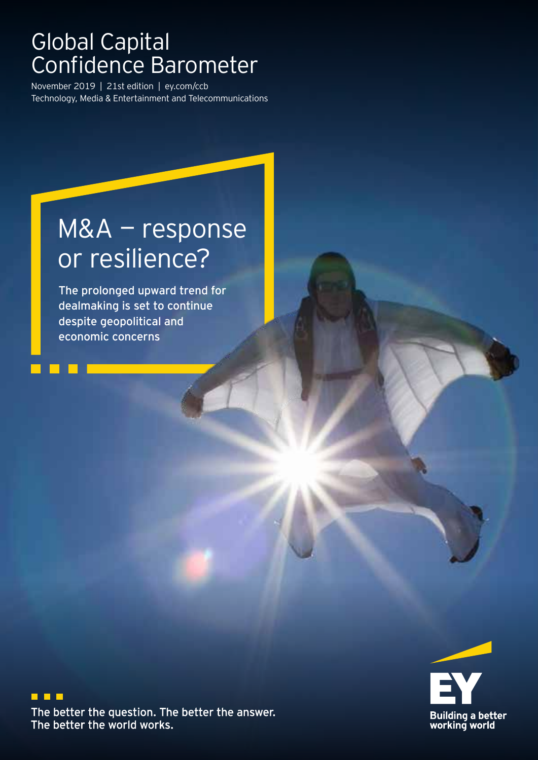# Global Capital Confidence Barometer

November 2019 | 21st edition | ey.com/ccb
Technology, Media & Entertainment and Telecommunications

## M&A — response or resilience?

The prolonged upward trend for dealmaking is set to continue despite geopolitical and economic concerns

The better the question. The better the answer. The better the world works.

EY
Building a better working world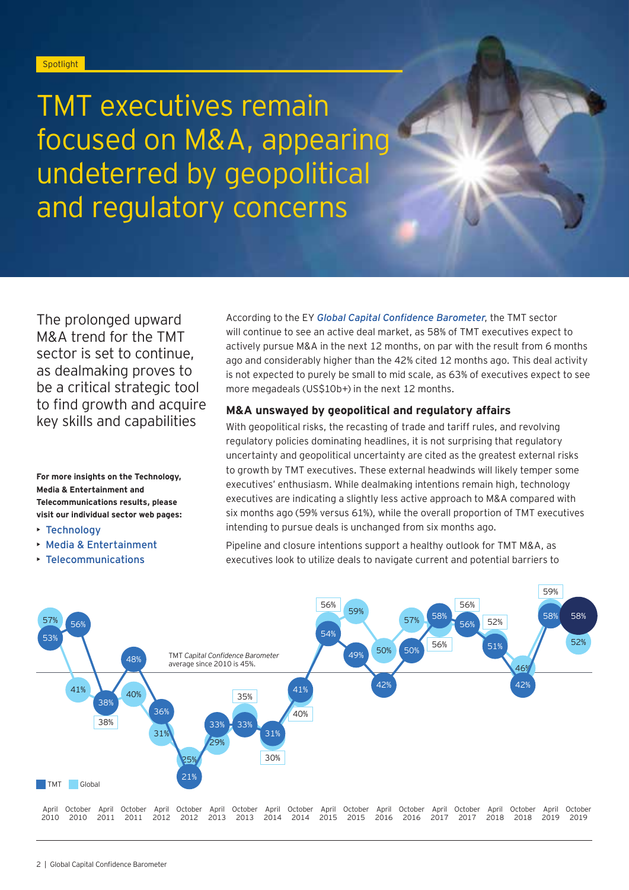Spotlight

# TMT executives remain focused on M&A, appearing undeterred by geopolitical and regulatory concerns

The prolonged upward M&A trend for the TMT sector is set to continue, as dealmaking proves to be a critical strategic tool to find growth and acquire key skills and capabilities

**For more insights on the Technology, Media & Entertainment and Telecommunications results, please visit our individual sector web pages:**

- Technology
- Media & Entertainment
- Telecommunications

According to the EY *Global Capital Confidence Barometer*, the TMT sector will continue to see an active deal market, as 58% of TMT executives expect to actively pursue M&A in the next 12 months, on par with the result from 6 months ago and considerably higher than the 42% cited 12 months ago. This deal activity is not expected to purely be small to mid scale, as 63% of executives expect to see more megadeals (US$10b+) in the next 12 months.

### M&A unswayed by geopolitical and regulatory affairs

With geopolitical risks, the recasting of trade and tariff rules, and revolving regulatory policies dominating headlines, it is not surprising that regulatory uncertainty and geopolitical uncertainty are cited as the greatest external risks to growth by TMT executives. These external headwinds will likely temper some executives' enthusiasm. While dealmaking intentions remain high, technology executives are indicating a slightly less active approach to M&A compared with six months ago (59% versus 61%), while the overall proportion of TMT executives intending to pursue deals is unchanged from six months ago.

Pipeline and closure intentions support a healthy outlook for TMT M&A, as executives look to utilize deals to navigate current and potential barriers to

TMT *Capital Confidence Barometer* average since 2010 is 45%.

| | TMT | Global |
|---|---|---|
| April 2010 | 53% | 57% |
| October 2010 | 56% | 41% |
| April 2011 | 38% | 38% |
| October 2011 | 48% | 40% |
| April 2012 | 36% | 31% |
| October 2012 | 21% | 25% |
| April 2013 | 33% | 29% |
| October 2013 | 33% | 35% |
| April 2014 | 31% | 30% |
| October 2014 | 41% | 40% |
| April 2015 | 54% | 56% |
| October 2015 | 49% | 59% |
| April 2016 | 42% | 50% |
| October 2016 | 50% | 57% |
| April 2017 | 58% | 56% |
| October 2017 | 56% | 56% |
| April 2018 | 51% | 52% |
| October 2018 | 42% | 46% |
| April 2019 | 58% | 59% |
| October 2019 | 58% | 52% |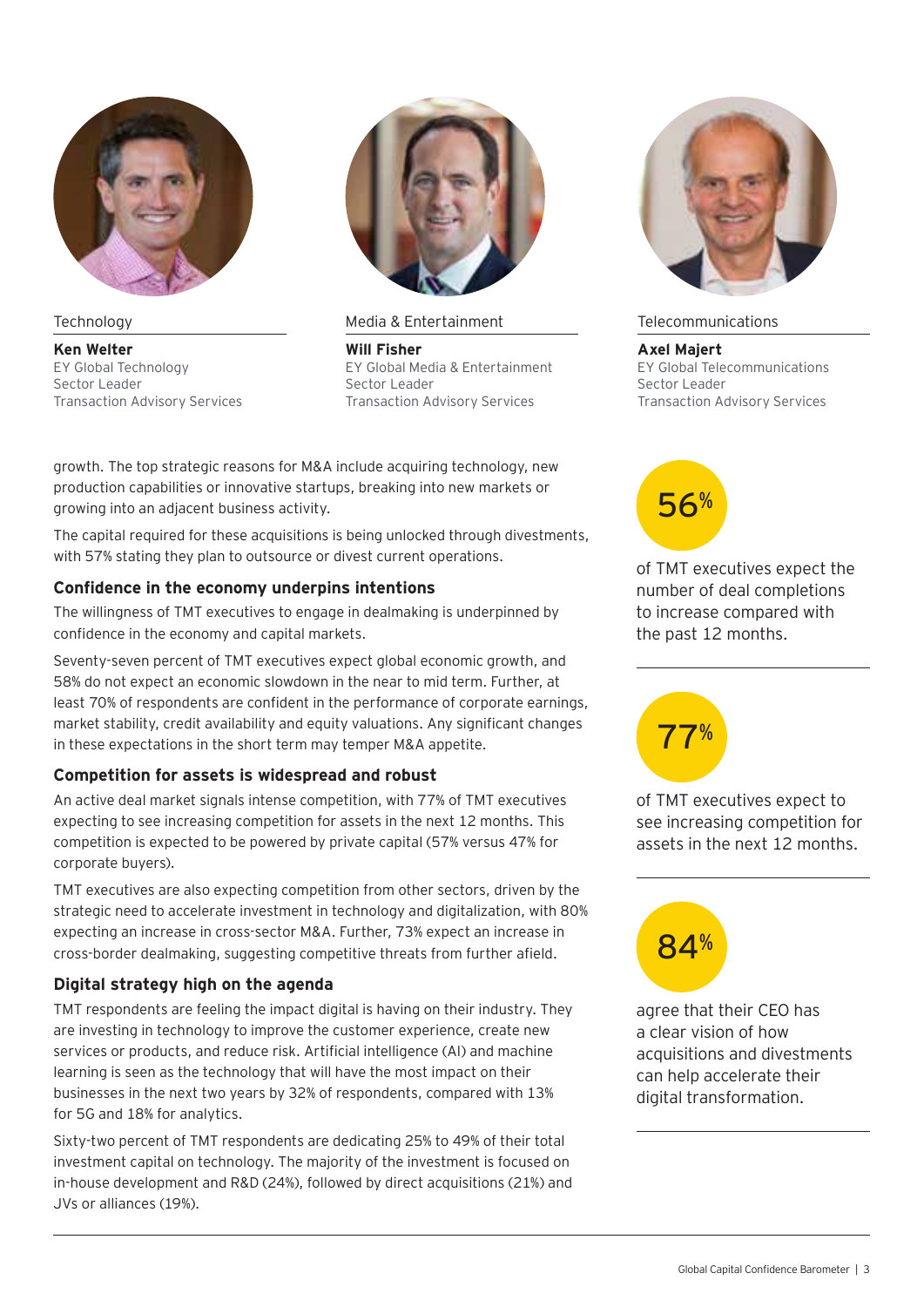Technology

**Ken Welter**
EY Global Technology
Sector Leader
Transaction Advisory Services

Media & Entertainment

**Will Fisher**
EY Global Media & Entertainment
Sector Leader
Transaction Advisory Services

Telecommunications

**Axel Majert**
EY Global Telecommunications
Sector Leader
Transaction Advisory Services

growth. The top strategic reasons for M&A include acquiring technology, new production capabilities or innovative startups, breaking into new markets or growing into an adjacent business activity.

The capital required for these acquisitions is being unlocked through divestments, with 57% stating they plan to outsource or divest current operations.

### Confidence in the economy underpins intentions

The willingness of TMT executives to engage in dealmaking is underpinned by confidence in the economy and capital markets.

Seventy-seven percent of TMT executives expect global economic growth, and 58% do not expect an economic slowdown in the near to mid term. Further, at least 70% of respondents are confident in the performance of corporate earnings, market stability, credit availability and equity valuations. Any significant changes in these expectations in the short term may temper M&A appetite.

### Competition for assets is widespread and robust

An active deal market signals intense competition, with 77% of TMT executives expecting to see increasing competition for assets in the next 12 months. This competition is expected to be powered by private capital (57% versus 47% for corporate buyers).

TMT executives are also expecting competition from other sectors, driven by the strategic need to accelerate investment in technology and digitalization, with 80% expecting an increase in cross-sector M&A. Further, 73% expect an increase in cross-border dealmaking, suggesting competitive threats from further afield.

### Digital strategy high on the agenda

TMT respondents are feeling the impact digital is having on their industry. They are investing in technology to improve the customer experience, create new services or products, and reduce risk. Artificial intelligence (AI) and machine learning is seen as the technology that will have the most impact on their businesses in the next two years by 32% of respondents, compared with 13% for 5G and 18% for analytics.

Sixty-two percent of TMT respondents are dedicating 25% to 49% of their total investment capital on technology. The majority of the investment is focused on in-house development and R&D (24%), followed by direct acquisitions (21%) and JVs or alliances (19%).

**56%**

of TMT executives expect the number of deal completions to increase compared with the past 12 months.

**77%**

of TMT executives expect to see increasing competition for assets in the next 12 months.

**84%**

agree that their CEO has a clear vision of how acquisitions and divestments can help accelerate their digital transformation.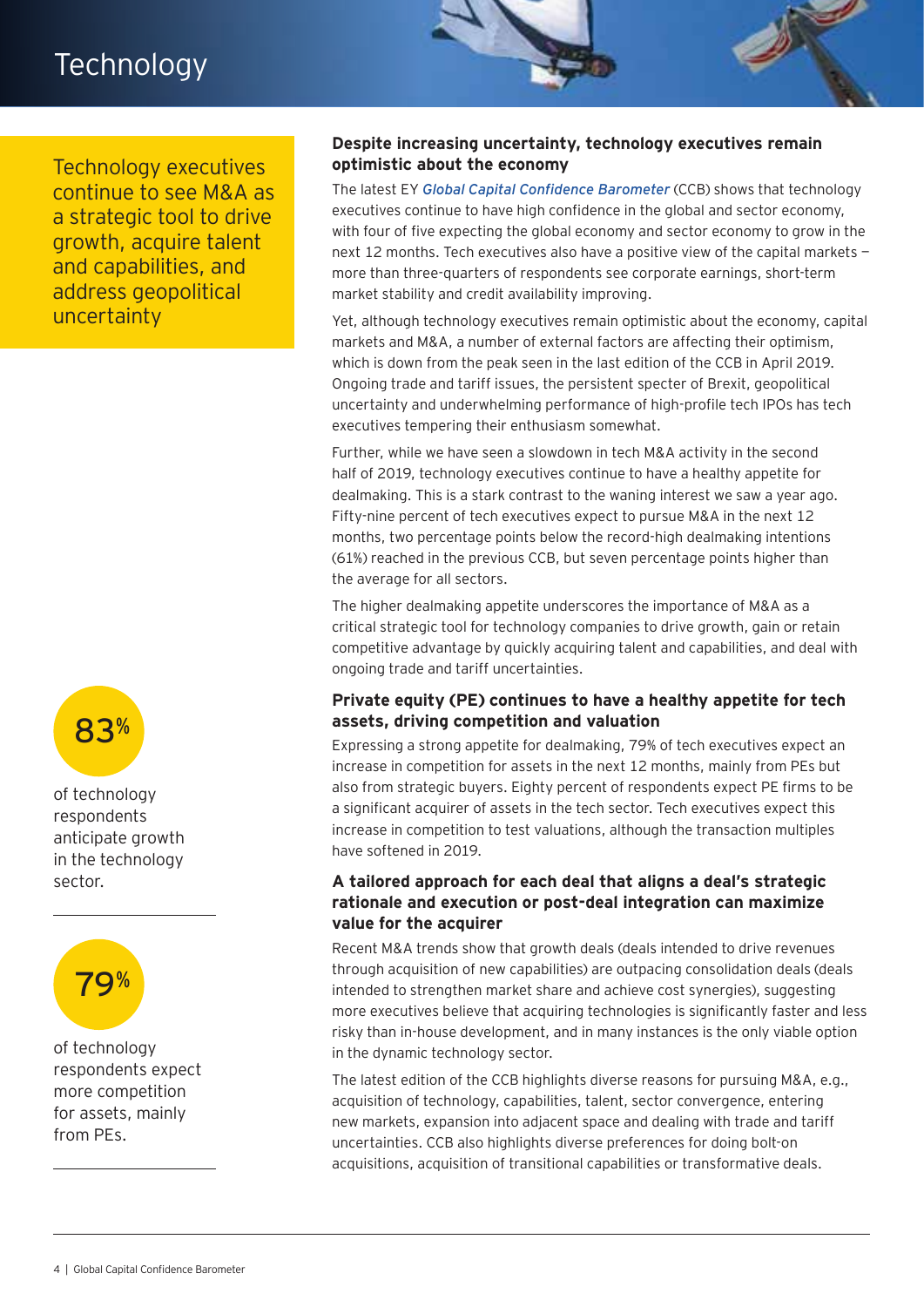# Technology

Technology executives continue to see M&A as a strategic tool to drive growth, acquire talent and capabilities, and address geopolitical uncertainty

## Despite increasing uncertainty, technology executives remain optimistic about the economy

The latest EY *Global Capital Confidence Barometer* (CCB) shows that technology executives continue to have high confidence in the global and sector economy, with four of five expecting the global economy and sector economy to grow in the next 12 months. Tech executives also have a positive view of the capital markets — more than three-quarters of respondents see corporate earnings, short-term market stability and credit availability improving.

Yet, although technology executives remain optimistic about the economy, capital markets and M&A, a number of external factors are affecting their optimism, which is down from the peak seen in the last edition of the CCB in April 2019. Ongoing trade and tariff issues, the persistent specter of Brexit, geopolitical uncertainty and underwhelming performance of high-profile tech IPOs has tech executives tempering their enthusiasm somewhat.

Further, while we have seen a slowdown in tech M&A activity in the second half of 2019, technology executives continue to have a healthy appetite for dealmaking. This is a stark contrast to the waning interest we saw a year ago. Fifty-nine percent of tech executives expect to pursue M&A in the next 12 months, two percentage points below the record-high dealmaking intentions (61%) reached in the previous CCB, but seven percentage points higher than the average for all sectors.

The higher dealmaking appetite underscores the importance of M&A as a critical strategic tool for technology companies to drive growth, gain or retain competitive advantage by quickly acquiring talent and capabilities, and deal with ongoing trade and tariff uncertainties.

**83%** of technology respondents anticipate growth in the technology sector.

**79%** of technology respondents expect more competition for assets, mainly from PEs.

## Private equity (PE) continues to have a healthy appetite for tech assets, driving competition and valuation

Expressing a strong appetite for dealmaking, 79% of tech executives expect an increase in competition for assets in the next 12 months, mainly from PEs but also from strategic buyers. Eighty percent of respondents expect PE firms to be a significant acquirer of assets in the tech sector. Tech executives expect this increase in competition to test valuations, although the transaction multiples have softened in 2019.

## A tailored approach for each deal that aligns a deal's strategic rationale and execution or post-deal integration can maximize value for the acquirer

Recent M&A trends show that growth deals (deals intended to drive revenues through acquisition of new capabilities) are outpacing consolidation deals (deals intended to strengthen market share and achieve cost synergies), suggesting more executives believe that acquiring technologies is significantly faster and less risky than in-house development, and in many instances is the only viable option in the dynamic technology sector.

The latest edition of the CCB highlights diverse reasons for pursuing M&A, e.g., acquisition of technology, capabilities, talent, sector convergence, entering new markets, expansion into adjacent space and dealing with trade and tariff uncertainties. CCB also highlights diverse preferences for doing bolt-on acquisitions, acquisition of transitional capabilities or transformative deals.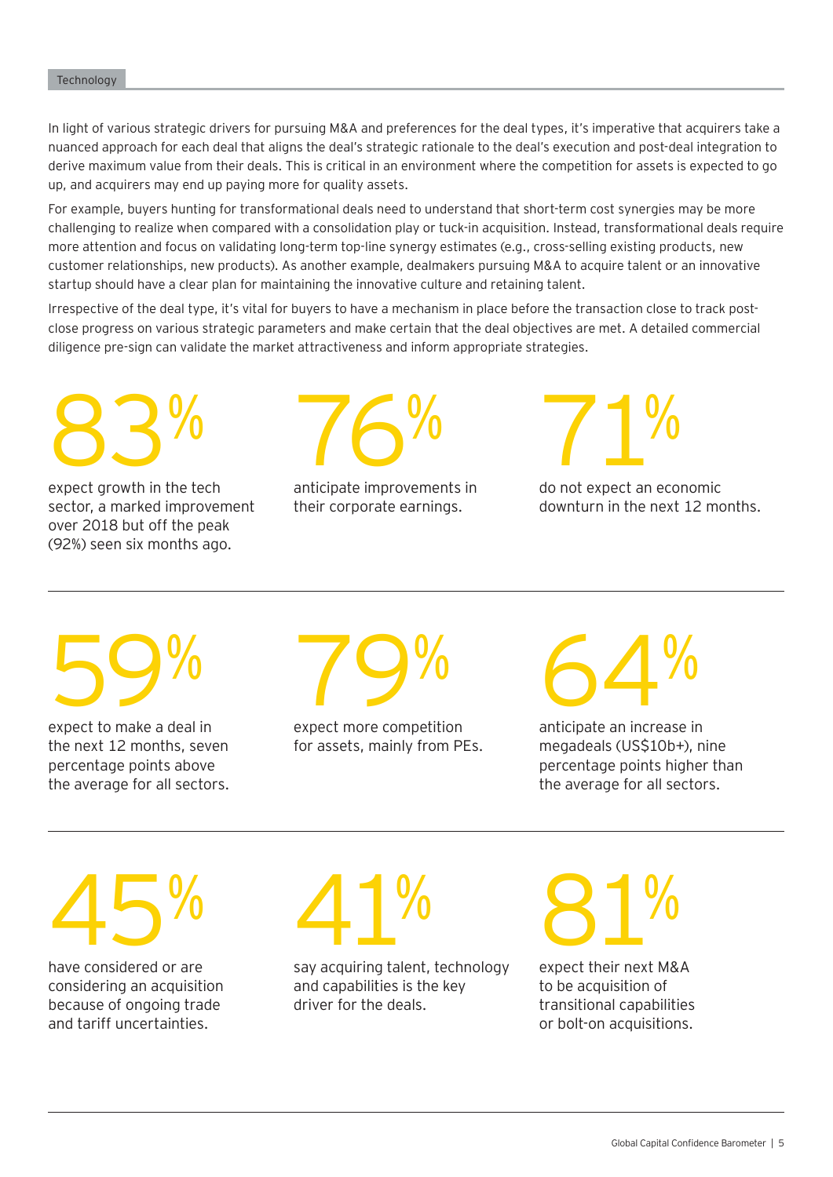In light of various strategic drivers for pursuing M&A and preferences for the deal types, it's imperative that acquirers take a nuanced approach for each deal that aligns the deal's strategic rationale to the deal's execution and post-deal integration to derive maximum value from their deals. This is critical in an environment where the competition for assets is expected to go up, and acquirers may end up paying more for quality assets.

For example, buyers hunting for transformational deals need to understand that short-term cost synergies may be more challenging to realize when compared with a consolidation play or tuck-in acquisition. Instead, transformational deals require more attention and focus on validating long-term top-line synergy estimates (e.g., cross-selling existing products, new customer relationships, new products). As another example, dealmakers pursuing M&A to acquire talent or an innovative startup should have a clear plan for maintaining the innovative culture and retaining talent.

Irrespective of the deal type, it's vital for buyers to have a mechanism in place before the transaction close to track post-close progress on various strategic parameters and make certain that the deal objectives are met. A detailed commercial diligence pre-sign can validate the market attractiveness and inform appropriate strategies.

**83%**
expect growth in the tech sector, a marked improvement over 2018 but off the peak (92%) seen six months ago.

**76%**
anticipate improvements in their corporate earnings.

**71%**
do not expect an economic downturn in the next 12 months.

---

**59%**
expect to make a deal in the next 12 months, seven percentage points above the average for all sectors.

**79%**
expect more competition for assets, mainly from PEs.

**64%**
anticipate an increase in megadeals (US$10b+), nine percentage points higher than the average for all sectors.

---

**45%**
have considered or are considering an acquisition because of ongoing trade and tariff uncertainties.

**41%**
say acquiring talent, technology and capabilities is the key driver for the deals.

**81%**
expect their next M&A to be acquisition of transitional capabilities or bolt-on acquisitions.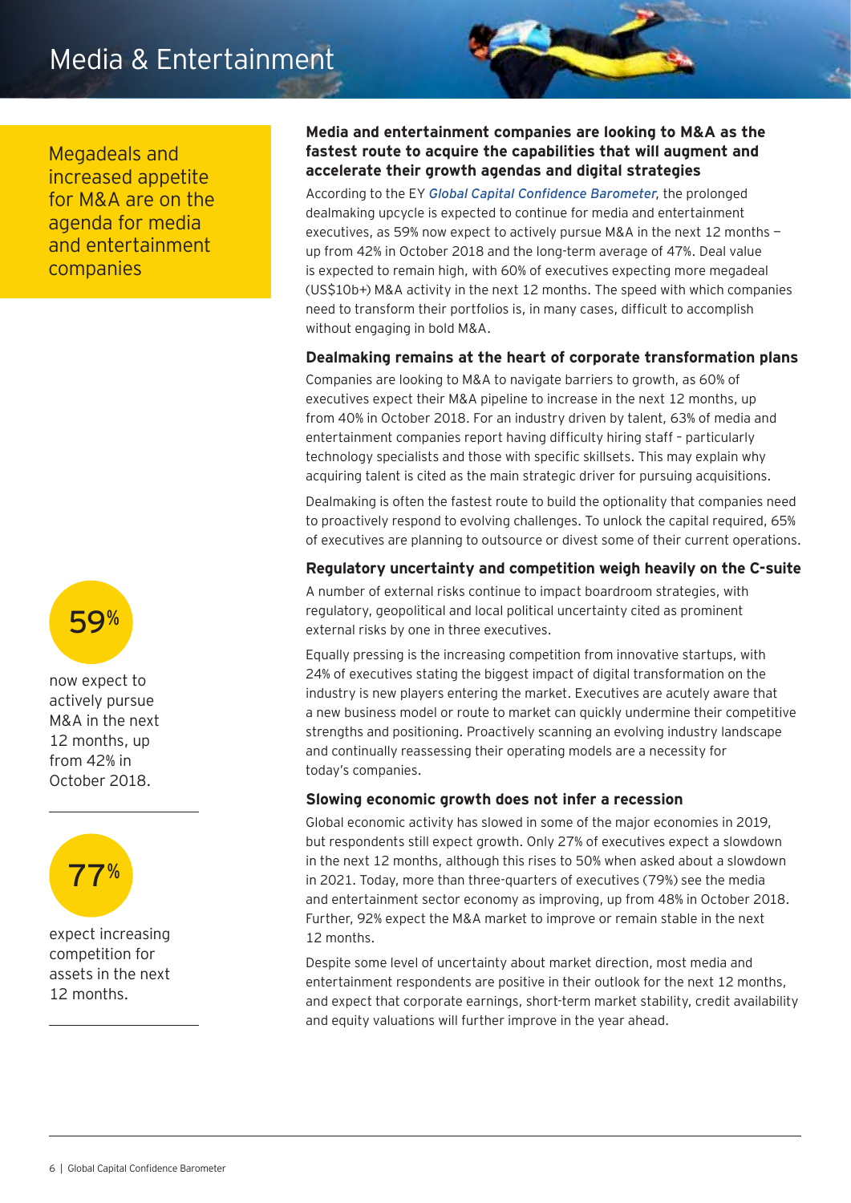# Media & Entertainment

Megadeals and increased appetite for M&A are on the agenda for media and entertainment companies

## Media and entertainment companies are looking to M&A as the fastest route to acquire the capabilities that will augment and accelerate their growth agendas and digital strategies

According to the EY *Global Capital Confidence Barometer*, the prolonged dealmaking upcycle is expected to continue for media and entertainment executives, as 59% now expect to actively pursue M&A in the next 12 months — up from 42% in October 2018 and the long-term average of 47%. Deal value is expected to remain high, with 60% of executives expecting more megadeal (US$10b+) M&A activity in the next 12 months. The speed with which companies need to transform their portfolios is, in many cases, difficult to accomplish without engaging in bold M&A.

### Dealmaking remains at the heart of corporate transformation plans

Companies are looking to M&A to navigate barriers to growth, as 60% of executives expect their M&A pipeline to increase in the next 12 months, up from 40% in October 2018. For an industry driven by talent, 63% of media and entertainment companies report having difficulty hiring staff – particularly technology specialists and those with specific skillsets. This may explain why acquiring talent is cited as the main strategic driver for pursuing acquisitions.

Dealmaking is often the fastest route to build the optionality that companies need to proactively respond to evolving challenges. To unlock the capital required, 65% of executives are planning to outsource or divest some of their current operations.

### Regulatory uncertainty and competition weigh heavily on the C-suite

A number of external risks continue to impact boardroom strategies, with regulatory, geopolitical and local political uncertainty cited as prominent external risks by one in three executives.

Equally pressing is the increasing competition from innovative startups, with 24% of executives stating the biggest impact of digital transformation on the industry is new players entering the market. Executives are acutely aware that a new business model or route to market can quickly undermine their competitive strengths and positioning. Proactively scanning an evolving industry landscape and continually reassessing their operating models are a necessity for today's companies.

### Slowing economic growth does not infer a recession

Global economic activity has slowed in some of the major economies in 2019, but respondents still expect growth. Only 27% of executives expect a slowdown in the next 12 months, although this rises to 50% when asked about a slowdown in 2021. Today, more than three-quarters of executives (79%) see the media and entertainment sector economy as improving, up from 48% in October 2018. Further, 92% expect the M&A market to improve or remain stable in the next 12 months.

Despite some level of uncertainty about market direction, most media and entertainment respondents are positive in their outlook for the next 12 months, and expect that corporate earnings, short-term market stability, credit availability and equity valuations will further improve in the year ahead.

**59%**

now expect to actively pursue M&A in the next 12 months, up from 42% in October 2018.

**77%**

expect increasing competition for assets in the next 12 months.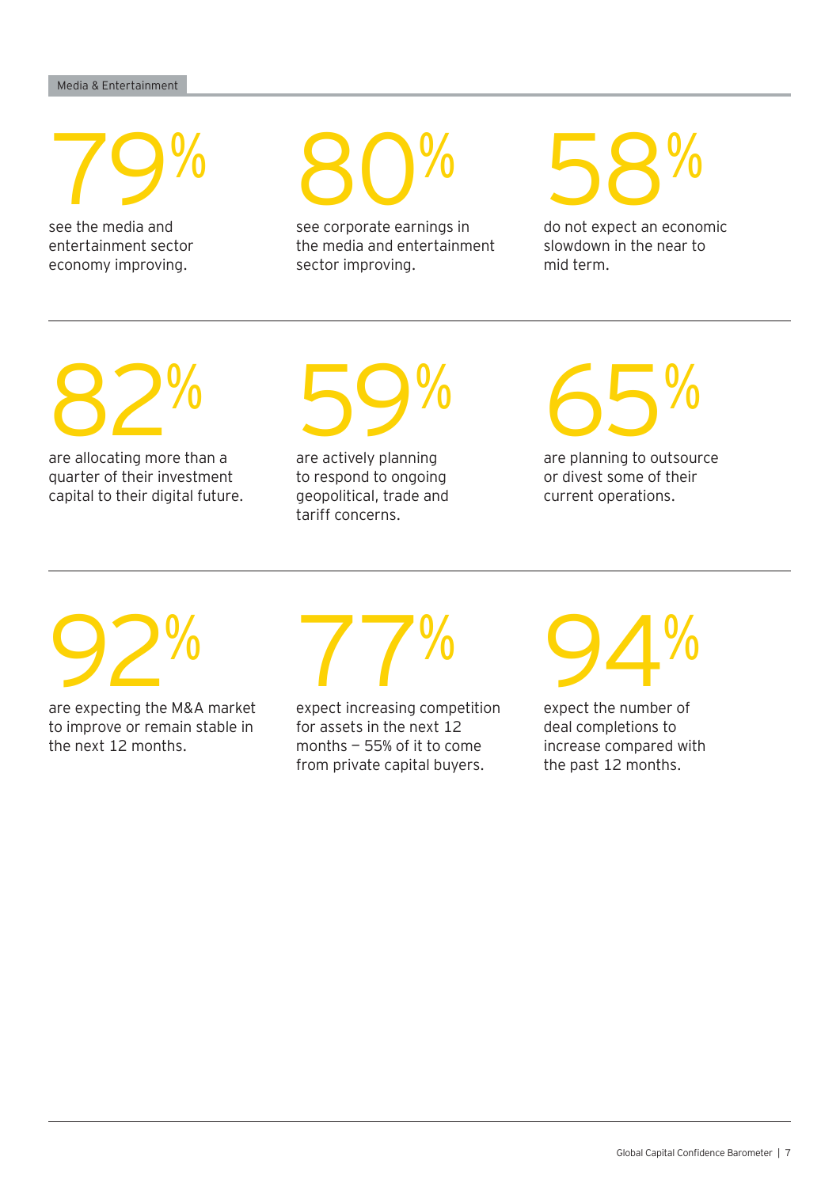Media & Entertainment

**79%**

see the media and entertainment sector economy improving.

**80%**

see corporate earnings in the media and entertainment sector improving.

**58%**

do not expect an economic slowdown in the near to mid term.

---

**82%**

are allocating more than a quarter of their investment capital to their digital future.

**59%**

are actively planning to respond to ongoing geopolitical, trade and tariff concerns.

**65%**

are planning to outsource or divest some of their current operations.

---

**92%**

are expecting the M&A market to improve or remain stable in the next 12 months.

**77%**

expect increasing competition for assets in the next 12 months — 55% of it to come from private capital buyers.

**94%**

expect the number of deal completions to increase compared with the past 12 months.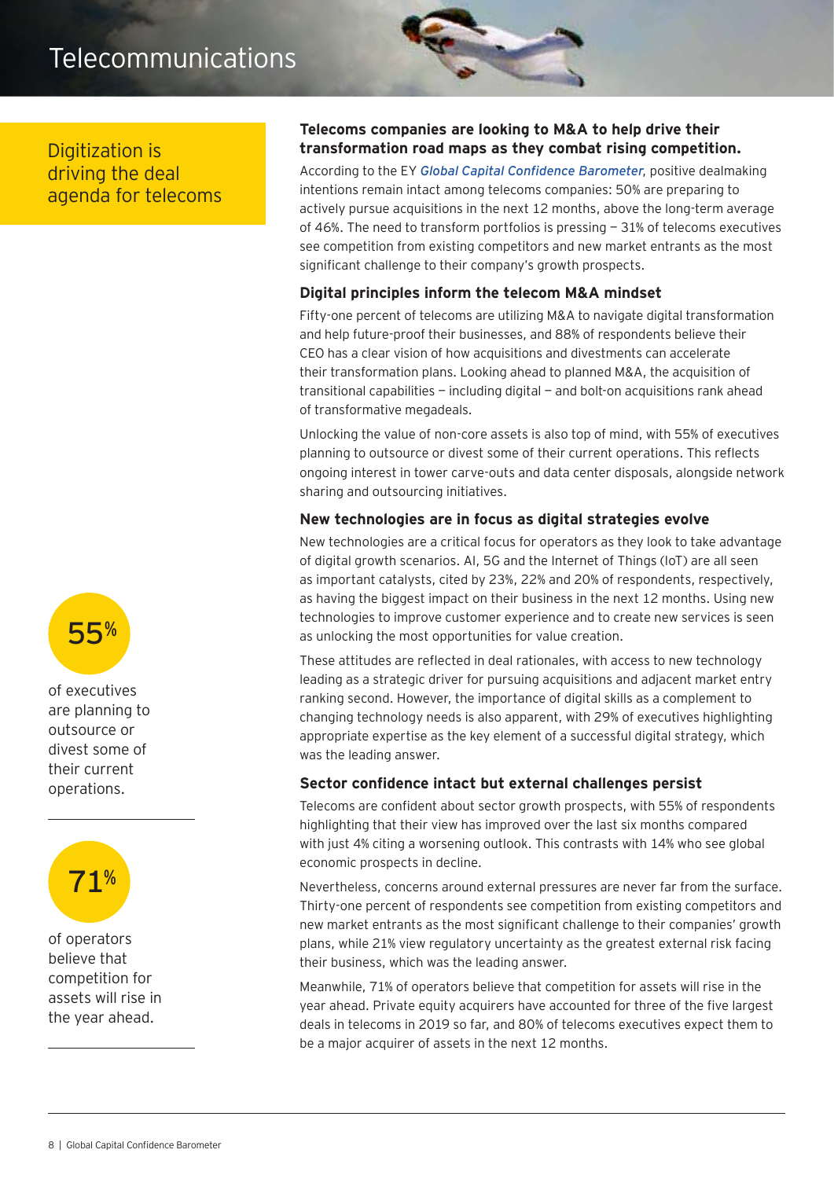# Telecommunications

## Digitization is driving the deal agenda for telecoms

### Telecoms companies are looking to M&A to help drive their transformation road maps as they combat rising competition.

According to the EY *Global Capital Confidence Barometer*, positive dealmaking intentions remain intact among telecoms companies: 50% are preparing to actively pursue acquisitions in the next 12 months, above the long-term average of 46%. The need to transform portfolios is pressing — 31% of telecoms executives see competition from existing competitors and new market entrants as the most significant challenge to their company's growth prospects.

### Digital principles inform the telecom M&A mindset

Fifty-one percent of telecoms are utilizing M&A to navigate digital transformation and help future-proof their businesses, and 88% of respondents believe their CEO has a clear vision of how acquisitions and divestments can accelerate their transformation plans. Looking ahead to planned M&A, the acquisition of transitional capabilities — including digital — and bolt-on acquisitions rank ahead of transformative megadeals.

Unlocking the value of non-core assets is also top of mind, with 55% of executives planning to outsource or divest some of their current operations. This reflects ongoing interest in tower carve-outs and data center disposals, alongside network sharing and outsourcing initiatives.

### New technologies are in focus as digital strategies evolve

New technologies are a critical focus for operators as they look to take advantage of digital growth scenarios. AI, 5G and the Internet of Things (IoT) are all seen as important catalysts, cited by 23%, 22% and 20% of respondents, respectively, as having the biggest impact on their business in the next 12 months. Using new technologies to improve customer experience and to create new services is seen as unlocking the most opportunities for value creation.

These attitudes are reflected in deal rationales, with access to new technology leading as a strategic driver for pursuing acquisitions and adjacent market entry ranking second. However, the importance of digital skills as a complement to changing technology needs is also apparent, with 29% of executives highlighting appropriate expertise as the key element of a successful digital strategy, which was the leading answer.

### Sector confidence intact but external challenges persist

Telecoms are confident about sector growth prospects, with 55% of respondents highlighting that their view has improved over the last six months compared with just 4% citing a worsening outlook. This contrasts with 14% who see global economic prospects in decline.

Nevertheless, concerns around external pressures are never far from the surface. Thirty-one percent of respondents see competition from existing competitors and new market entrants as the most significant challenge to their companies' growth plans, while 21% view regulatory uncertainty as the greatest external risk facing their business, which was the leading answer.

Meanwhile, 71% of operators believe that competition for assets will rise in the year ahead. Private equity acquirers have accounted for three of the five largest deals in telecoms in 2019 so far, and 80% of telecoms executives expect them to be a major acquirer of assets in the next 12 months.

**55%**

of executives are planning to outsource or divest some of their current operations.

**71%**

of operators believe that competition for assets will rise in the year ahead.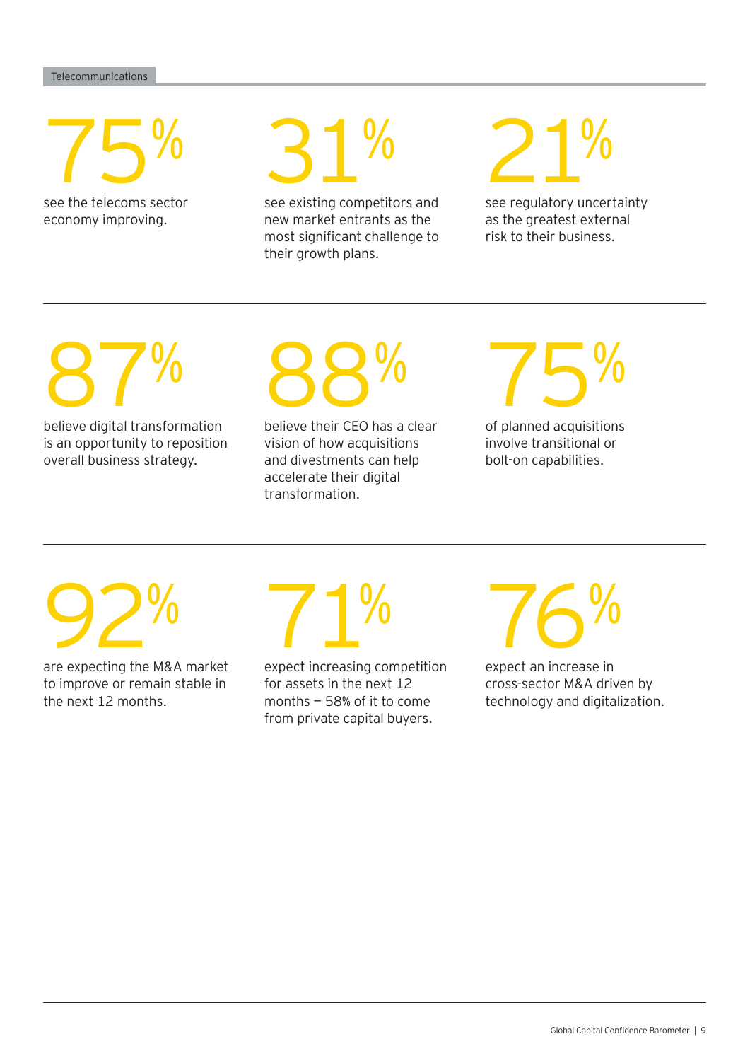Telecommunications

**75%**

see the telecoms sector economy improving.

**31%**

see existing competitors and new market entrants as the most significant challenge to their growth plans.

**21%**

see regulatory uncertainty as the greatest external risk to their business.

**87%**

believe digital transformation is an opportunity to reposition overall business strategy.

**88%**

believe their CEO has a clear vision of how acquisitions and divestments can help accelerate their digital transformation.

**75%**

of planned acquisitions involve transitional or bolt-on capabilities.

**92%**

are expecting the M&A market to improve or remain stable in the next 12 months.

**71%**

expect increasing competition for assets in the next 12 months — 58% of it to come from private capital buyers.

**76%**

expect an increase in cross-sector M&A driven by technology and digitalization.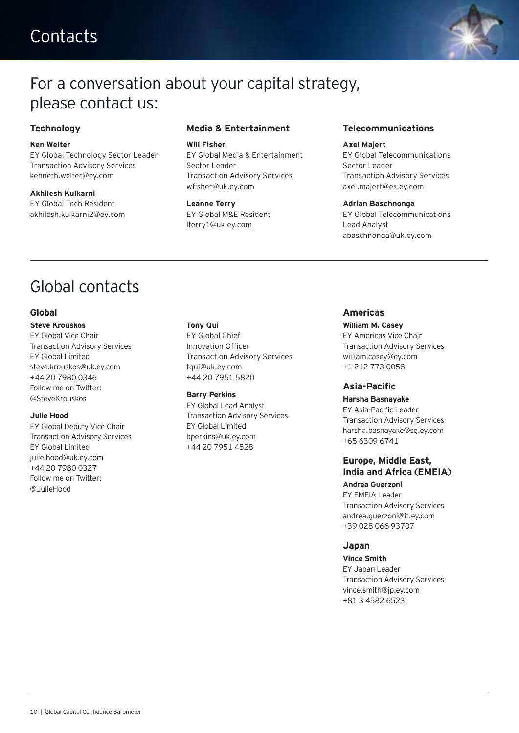# Contacts

## For a conversation about your capital strategy, please contact us:

### Technology

**Ken Welter**
EY Global Technology Sector Leader
Transaction Advisory Services
kenneth.welter@ey.com

**Akhilesh Kulkarni**
EY Global Tech Resident
akhilesh.kulkarni2@ey.com

### Media & Entertainment

**Will Fisher**
EY Global Media & Entertainment Sector Leader
Transaction Advisory Services
wfisher@uk.ey.com

**Leanne Terry**
EY Global M&E Resident
lterry1@uk.ey.com

### Telecommunications

**Axel Majert**
EY Global Telecommunications Sector Leader
Transaction Advisory Services
axel.majert@es.ey.com

**Adrian Baschnonga**
EY Global Telecommunications Lead Analyst
abaschnonga@uk.ey.com

## Global contacts

### Global

**Steve Krouskos**
EY Global Vice Chair
Transaction Advisory Services
EY Global Limited
steve.krouskos@uk.ey.com
+44 20 7980 0346
Follow me on Twitter:
@SteveKrouskos

**Julie Hood**
EY Global Deputy Vice Chair
Transaction Advisory Services
EY Global Limited
julie.hood@uk.ey.com
+44 20 7980 0327
Follow me on Twitter:
@JulieHood

**Tony Qui**
EY Global Chief Innovation Officer
Transaction Advisory Services
tqui@uk.ey.com
+44 20 7951 5820

**Barry Perkins**
EY Global Lead Analyst
Transaction Advisory Services
EY Global Limited
bperkins@uk.ey.com
+44 20 7951 4528

### Americas

**William M. Casey**
EY Americas Vice Chair
Transaction Advisory Services
william.casey@ey.com
+1 212 773 0058

### Asia-Pacific

**Harsha Basnayake**
EY Asia-Pacific Leader
Transaction Advisory Services
harsha.basnayake@sg.ey.com
+65 6309 6741

### Europe, Middle East, India and Africa (EMEIA)

**Andrea Guerzoni**
EY EMEIA Leader
Transaction Advisory Services
andrea.guerzoni@it.ey.com
+39 028 066 93707

### Japan

**Vince Smith**
EY Japan Leader
Transaction Advisory Services
vince.smith@jp.ey.com
+81 3 4582 6523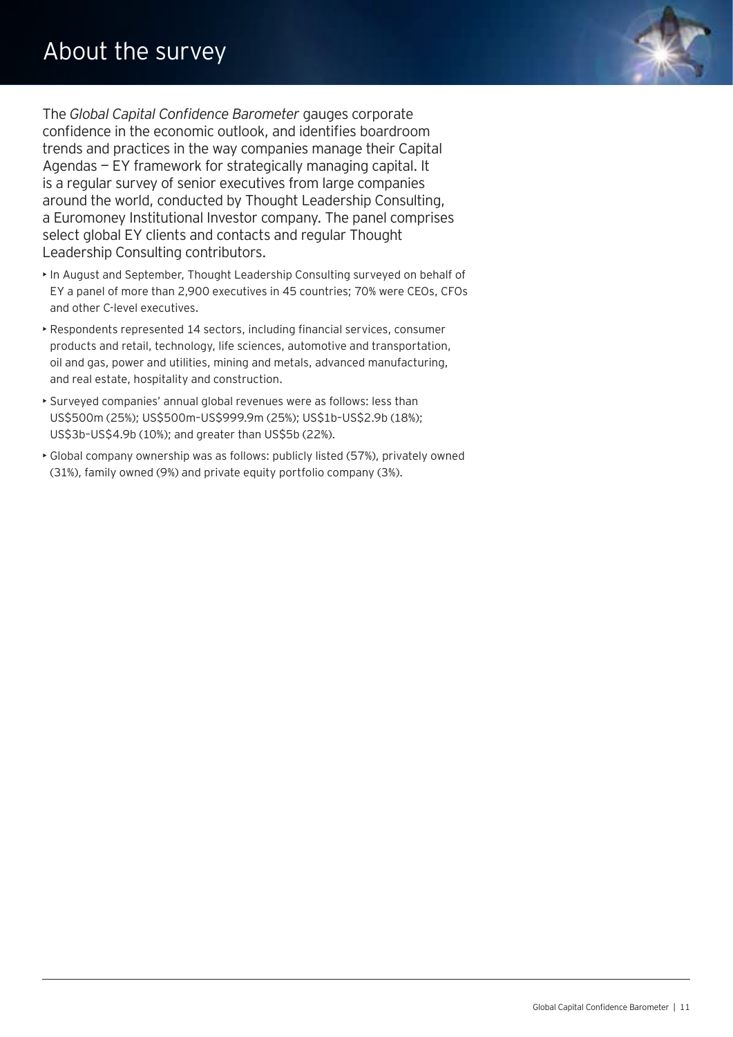# About the survey

The *Global Capital Confidence Barometer* gauges corporate confidence in the economic outlook, and identifies boardroom trends and practices in the way companies manage their Capital Agendas — EY framework for strategically managing capital. It is a regular survey of senior executives from large companies around the world, conducted by Thought Leadership Consulting, a Euromoney Institutional Investor company. The panel comprises select global EY clients and contacts and regular Thought Leadership Consulting contributors.

- In August and September, Thought Leadership Consulting surveyed on behalf of EY a panel of more than 2,900 executives in 45 countries; 70% were CEOs, CFOs and other C-level executives.
- Respondents represented 14 sectors, including financial services, consumer products and retail, technology, life sciences, automotive and transportation, oil and gas, power and utilities, mining and metals, advanced manufacturing, and real estate, hospitality and construction.
- Surveyed companies' annual global revenues were as follows: less than US$500m (25%); US$500m–US$999.9m (25%); US$1b–US$2.9b (18%); US$3b–US$4.9b (10%); and greater than US$5b (22%).
- Global company ownership was as follows: publicly listed (57%), privately owned (31%), family owned (9%) and private equity portfolio company (3%).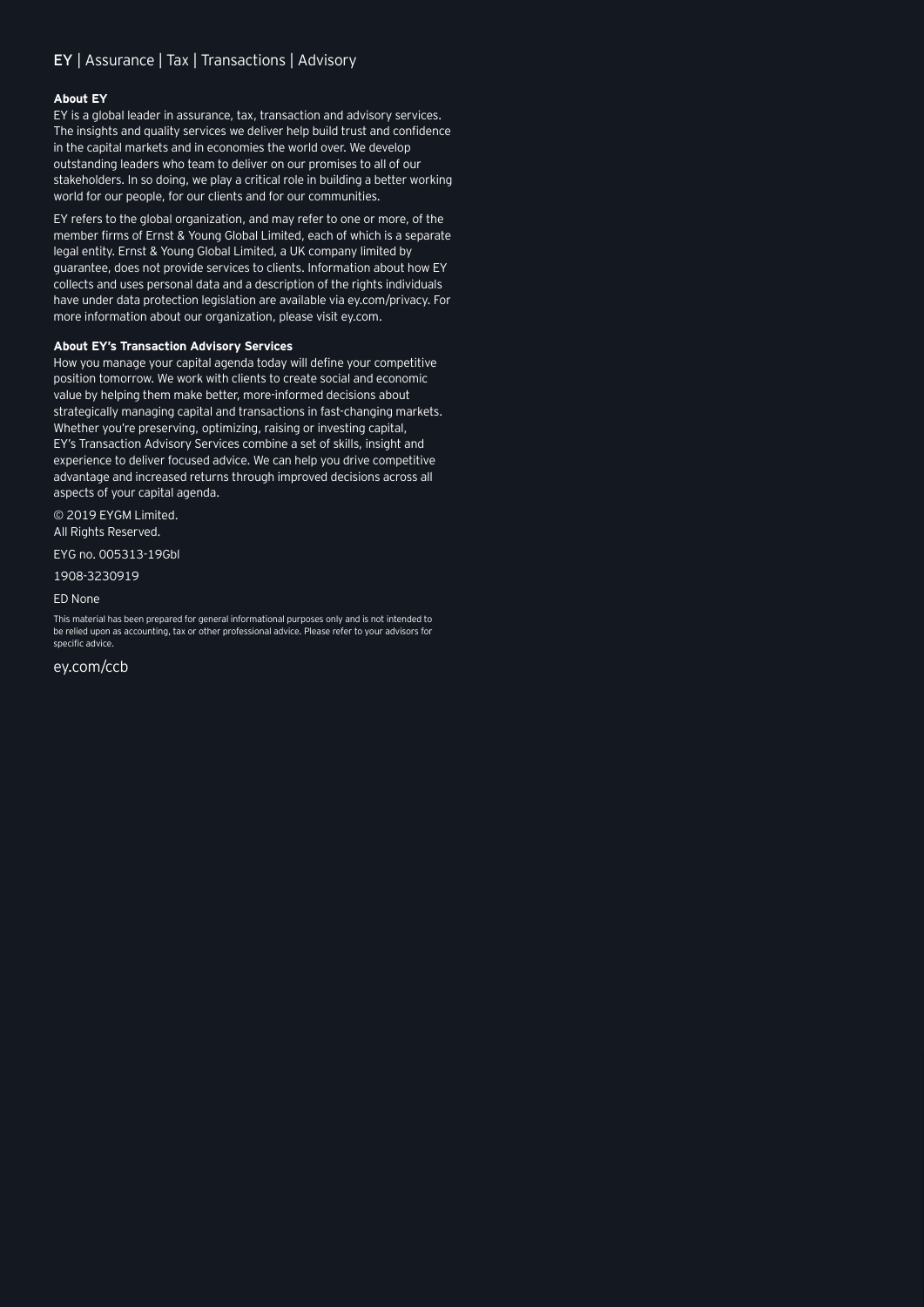EY | Assurance | Tax | Transactions | Advisory

**About EY**

EY is a global leader in assurance, tax, transaction and advisory services. The insights and quality services we deliver help build trust and confidence in the capital markets and in economies the world over. We develop outstanding leaders who team to deliver on our promises to all of our stakeholders. In so doing, we play a critical role in building a better working world for our people, for our clients and for our communities.

EY refers to the global organization, and may refer to one or more, of the member firms of Ernst & Young Global Limited, each of which is a separate legal entity. Ernst & Young Global Limited, a UK company limited by guarantee, does not provide services to clients. Information about how EY collects and uses personal data and a description of the rights individuals have under data protection legislation are available via ey.com/privacy. For more information about our organization, please visit ey.com.

**About EY's Transaction Advisory Services**

How you manage your capital agenda today will define your competitive position tomorrow. We work with clients to create social and economic value by helping them make better, more-informed decisions about strategically managing capital and transactions in fast-changing markets. Whether you're preserving, optimizing, raising or investing capital, EY's Transaction Advisory Services combine a set of skills, insight and experience to deliver focused advice. We can help you drive competitive advantage and increased returns through improved decisions across all aspects of your capital agenda.

© 2019 EYGM Limited.
All Rights Reserved.

EYG no. 005313-19Gbl

1908-3230919

ED None

This material has been prepared for general informational purposes only and is not intended to be relied upon as accounting, tax or other professional advice. Please refer to your advisors for specific advice.

ey.com/ccb